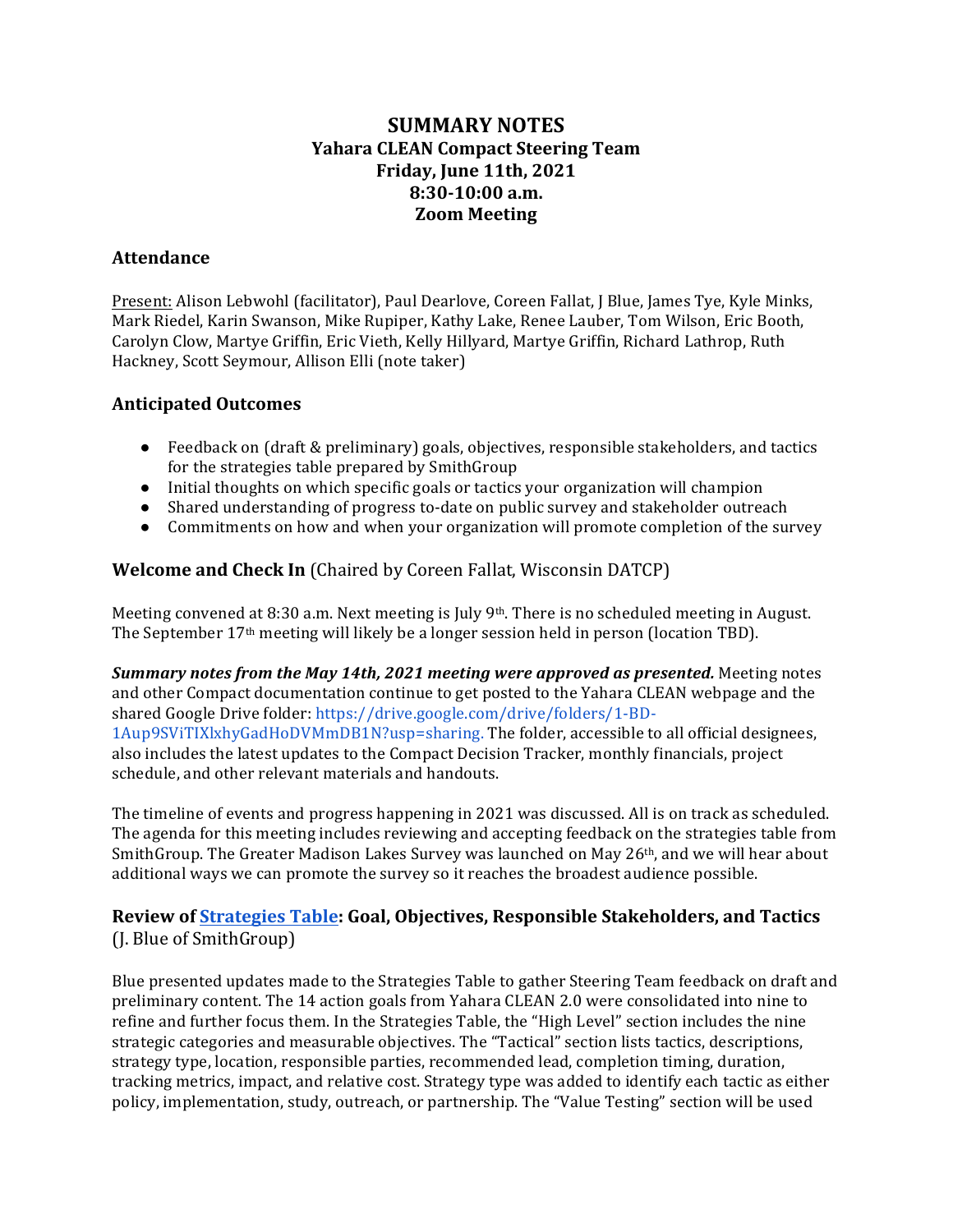# SUMMARY NOTES
## Yahara CLEAN Compact Steering Team
## Friday, June 11th, 2021
## 8:30-10:00 a.m.
## Zoom Meeting

### Attendance

Present: Alison Lebwohl (facilitator), Paul Dearlove, Coreen Fallat, J Blue, James Tye, Kyle Minks, Mark Riedel, Karin Swanson, Mike Rupiper, Kathy Lake, Renee Lauber, Tom Wilson, Eric Booth, Carolyn Clow, Martye Griffin, Eric Vieth, Kelly Hillyard, Martye Griffin, Richard Lathrop, Ruth Hackney, Scott Seymour, Allison Elli (note taker)

### Anticipated Outcomes

- Feedback on (draft & preliminary) goals, objectives, responsible stakeholders, and tactics for the strategies table prepared by SmithGroup
- Initial thoughts on which specific goals or tactics your organization will champion
- Shared understanding of progress to-date on public survey and stakeholder outreach
- Commitments on how and when your organization will promote completion of the survey

### Welcome and Check In (Chaired by Coreen Fallat, Wisconsin DATCP)

Meeting convened at 8:30 a.m. Next meeting is July 9th. There is no scheduled meeting in August. The September 17th meeting will likely be a longer session held in person (location TBD).

***Summary notes from the May 14th, 2021 meeting were approved as presented.*** Meeting notes and other Compact documentation continue to get posted to the Yahara CLEAN webpage and the shared Google Drive folder: https://drive.google.com/drive/folders/1-BD-1Aup9SViTIXlxhyGadHoDVMmDB1N?usp=sharing. The folder, accessible to all official designees, also includes the latest updates to the Compact Decision Tracker, monthly financials, project schedule, and other relevant materials and handouts.

The timeline of events and progress happening in 2021 was discussed. All is on track as scheduled. The agenda for this meeting includes reviewing and accepting feedback on the strategies table from SmithGroup. The Greater Madison Lakes Survey was launched on May 26th, and we will hear about additional ways we can promote the survey so it reaches the broadest audience possible.

### Review of Strategies Table: Goal, Objectives, Responsible Stakeholders, and Tactics (J. Blue of SmithGroup)

Blue presented updates made to the Strategies Table to gather Steering Team feedback on draft and preliminary content. The 14 action goals from Yahara CLEAN 2.0 were consolidated into nine to refine and further focus them. In the Strategies Table, the "High Level" section includes the nine strategic categories and measurable objectives. The "Tactical" section lists tactics, descriptions, strategy type, location, responsible parties, recommended lead, completion timing, duration, tracking metrics, impact, and relative cost. Strategy type was added to identify each tactic as either policy, implementation, study, outreach, or partnership. The "Value Testing" section will be used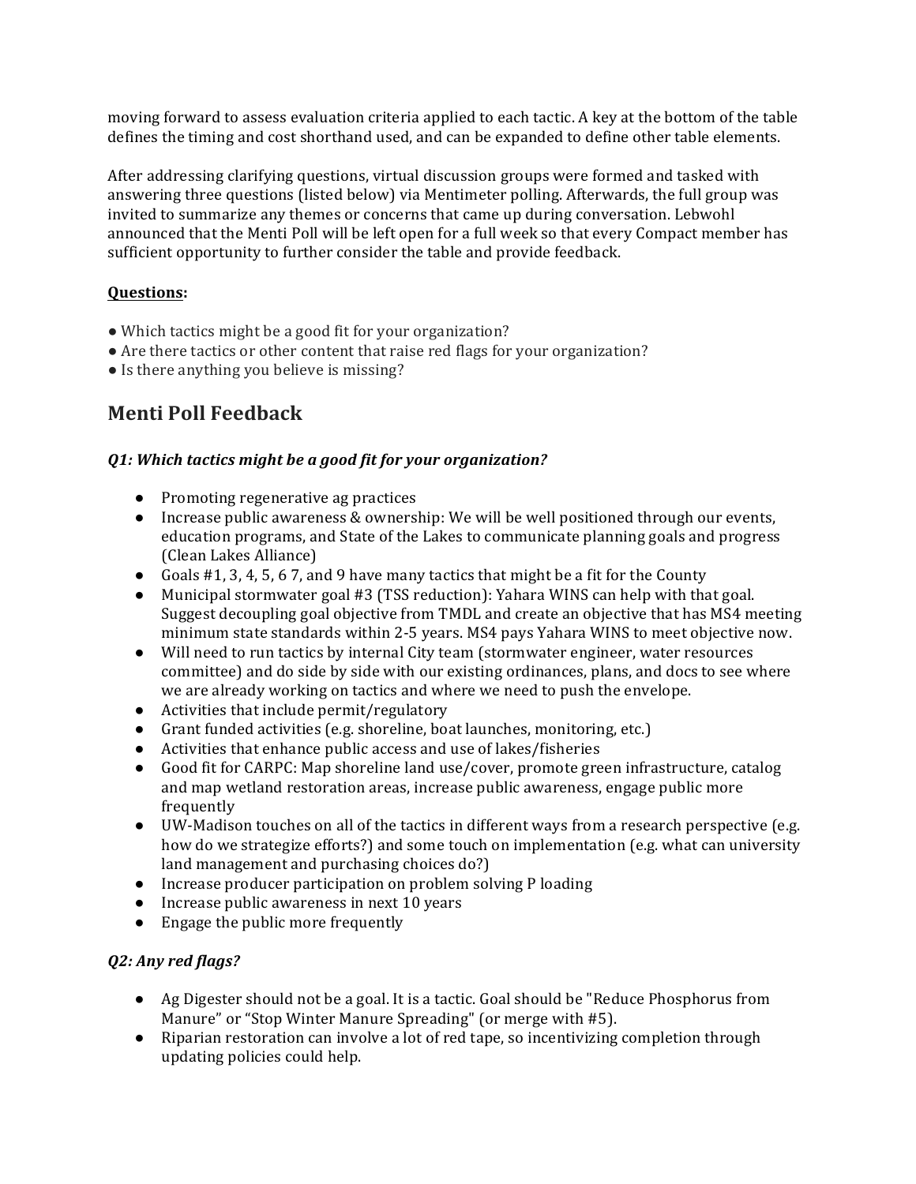moving forward to assess evaluation criteria applied to each tactic. A key at the bottom of the table defines the timing and cost shorthand used, and can be expanded to define other table elements.

After addressing clarifying questions, virtual discussion groups were formed and tasked with answering three questions (listed below) via Mentimeter polling. Afterwards, the full group was invited to summarize any themes or concerns that came up during conversation. Lebwohl announced that the Menti Poll will be left open for a full week so that every Compact member has sufficient opportunity to further consider the table and provide feedback.

**Questions:**

- Which tactics might be a good fit for your organization?
- Are there tactics or other content that raise red flags for your organization?
- Is there anything you believe is missing?

## Menti Poll Feedback

### *Q1: Which tactics might be a good fit for your organization?*

- Promoting regenerative ag practices
- Increase public awareness & ownership: We will be well positioned through our events, education programs, and State of the Lakes to communicate planning goals and progress (Clean Lakes Alliance)
- Goals #1, 3, 4, 5, 6 7, and 9 have many tactics that might be a fit for the County
- Municipal stormwater goal #3 (TSS reduction): Yahara WINS can help with that goal. Suggest decoupling goal objective from TMDL and create an objective that has MS4 meeting minimum state standards within 2-5 years. MS4 pays Yahara WINS to meet objective now.
- Will need to run tactics by internal City team (stormwater engineer, water resources committee) and do side by side with our existing ordinances, plans, and docs to see where we are already working on tactics and where we need to push the envelope.
- Activities that include permit/regulatory
- Grant funded activities (e.g. shoreline, boat launches, monitoring, etc.)
- Activities that enhance public access and use of lakes/fisheries
- Good fit for CARPC: Map shoreline land use/cover, promote green infrastructure, catalog and map wetland restoration areas, increase public awareness, engage public more frequently
- UW-Madison touches on all of the tactics in different ways from a research perspective (e.g. how do we strategize efforts?) and some touch on implementation (e.g. what can university land management and purchasing choices do?)
- Increase producer participation on problem solving P loading
- Increase public awareness in next 10 years
- Engage the public more frequently

### *Q2: Any red flags?*

- Ag Digester should not be a goal. It is a tactic. Goal should be "Reduce Phosphorus from Manure" or "Stop Winter Manure Spreading" (or merge with #5).
- Riparian restoration can involve a lot of red tape, so incentivizing completion through updating policies could help.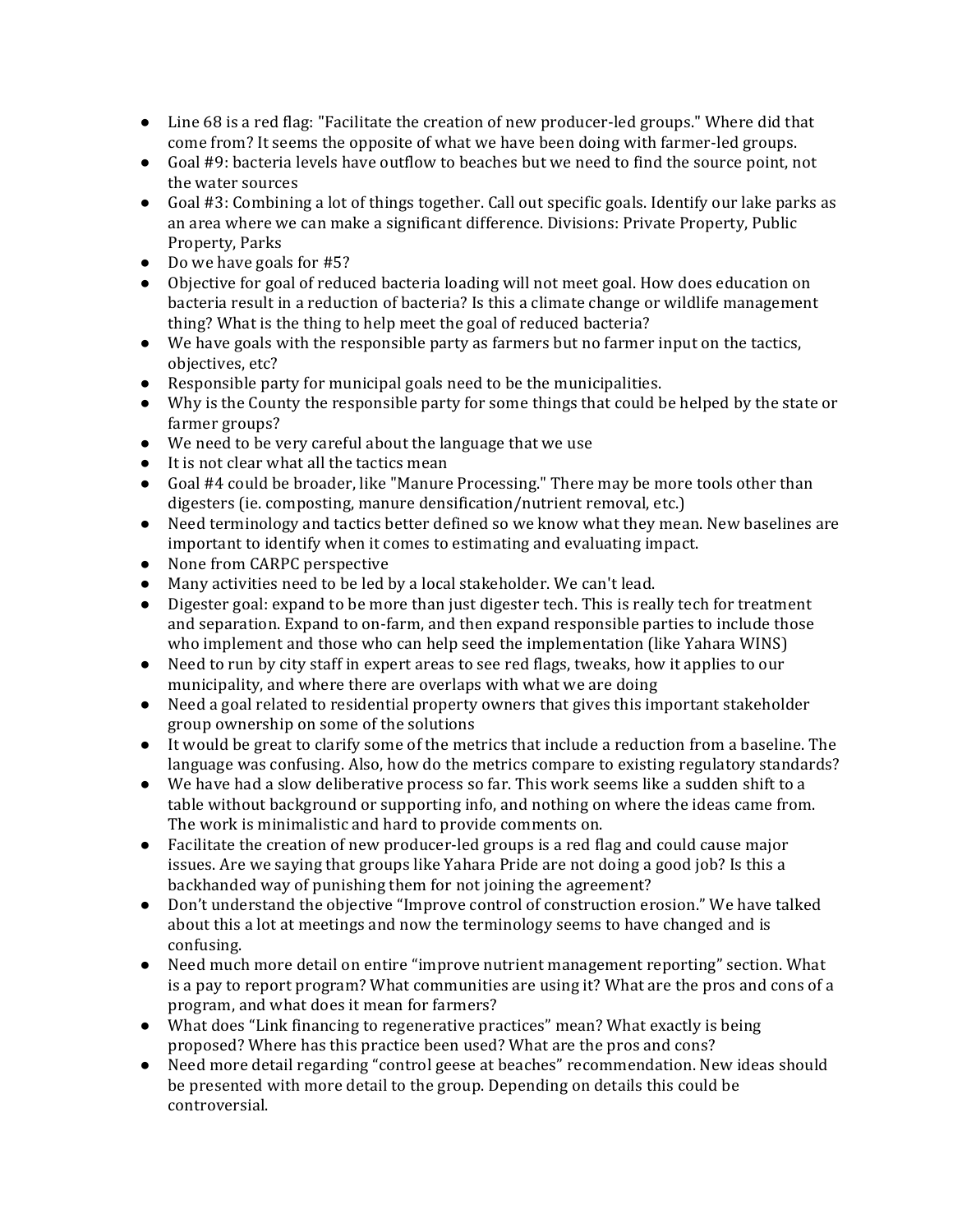- Line 68 is a red flag: "Facilitate the creation of new producer-led groups." Where did that come from? It seems the opposite of what we have been doing with farmer-led groups.
- Goal #9: bacteria levels have outflow to beaches but we need to find the source point, not the water sources
- Goal #3: Combining a lot of things together. Call out specific goals. Identify our lake parks as an area where we can make a significant difference. Divisions: Private Property, Public Property, Parks
- Do we have goals for #5?
- Objective for goal of reduced bacteria loading will not meet goal. How does education on bacteria result in a reduction of bacteria? Is this a climate change or wildlife management thing? What is the thing to help meet the goal of reduced bacteria?
- We have goals with the responsible party as farmers but no farmer input on the tactics, objectives, etc?
- Responsible party for municipal goals need to be the municipalities.
- Why is the County the responsible party for some things that could be helped by the state or farmer groups?
- We need to be very careful about the language that we use
- It is not clear what all the tactics mean
- Goal #4 could be broader, like "Manure Processing." There may be more tools other than digesters (ie. composting, manure densification/nutrient removal, etc.)
- Need terminology and tactics better defined so we know what they mean. New baselines are important to identify when it comes to estimating and evaluating impact.
- None from CARPC perspective
- Many activities need to be led by a local stakeholder. We can't lead.
- Digester goal: expand to be more than just digester tech. This is really tech for treatment and separation. Expand to on-farm, and then expand responsible parties to include those who implement and those who can help seed the implementation (like Yahara WINS)
- Need to run by city staff in expert areas to see red flags, tweaks, how it applies to our municipality, and where there are overlaps with what we are doing
- Need a goal related to residential property owners that gives this important stakeholder group ownership on some of the solutions
- It would be great to clarify some of the metrics that include a reduction from a baseline. The language was confusing. Also, how do the metrics compare to existing regulatory standards?
- We have had a slow deliberative process so far. This work seems like a sudden shift to a table without background or supporting info, and nothing on where the ideas came from. The work is minimalistic and hard to provide comments on.
- Facilitate the creation of new producer-led groups is a red flag and could cause major issues. Are we saying that groups like Yahara Pride are not doing a good job? Is this a backhanded way of punishing them for not joining the agreement?
- Don't understand the objective "Improve control of construction erosion." We have talked about this a lot at meetings and now the terminology seems to have changed and is confusing.
- Need much more detail on entire "improve nutrient management reporting" section. What is a pay to report program? What communities are using it? What are the pros and cons of a program, and what does it mean for farmers?
- What does "Link financing to regenerative practices" mean? What exactly is being proposed? Where has this practice been used? What are the pros and cons?
- Need more detail regarding "control geese at beaches" recommendation. New ideas should be presented with more detail to the group. Depending on details this could be controversial.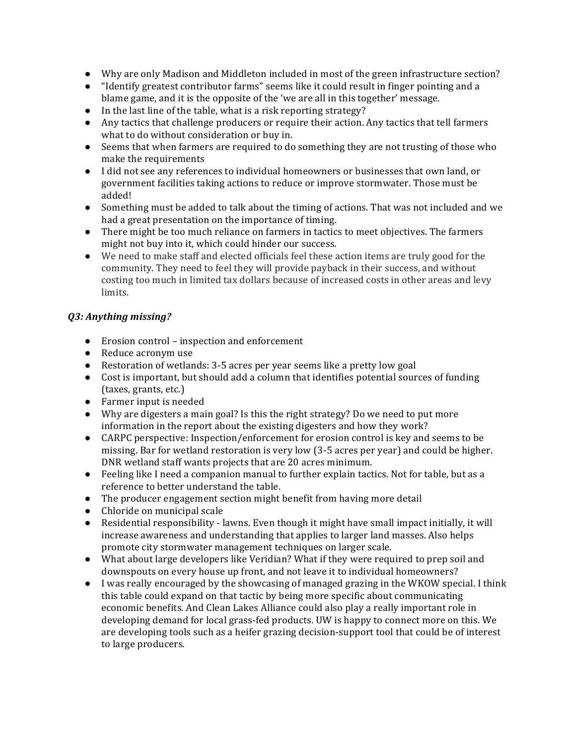- Why are only Madison and Middleton included in most of the green infrastructure section?
- "Identify greatest contributor farms" seems like it could result in finger pointing and a blame game, and it is the opposite of the 'we are all in this together' message.
- In the last line of the table, what is a risk reporting strategy?
- Any tactics that challenge producers or require their action. Any tactics that tell farmers what to do without consideration or buy in.
- Seems that when farmers are required to do something they are not trusting of those who make the requirements
- I did not see any references to individual homeowners or businesses that own land, or government facilities taking actions to reduce or improve stormwater. Those must be added!
- Something must be added to talk about the timing of actions. That was not included and we had a great presentation on the importance of timing.
- There might be too much reliance on farmers in tactics to meet objectives. The farmers might not buy into it, which could hinder our success.
- We need to make staff and elected officials feel these action items are truly good for the community. They need to feel they will provide payback in their success, and without costing too much in limited tax dollars because of increased costs in other areas and levy limits.

***Q3: Anything missing?***

- Erosion control – inspection and enforcement
- Reduce acronym use
- Restoration of wetlands: 3-5 acres per year seems like a pretty low goal
- Cost is important, but should add a column that identifies potential sources of funding (taxes, grants, etc.)
- Farmer input is needed
- Why are digesters a main goal? Is this the right strategy? Do we need to put more information in the report about the existing digesters and how they work?
- CARPC perspective: Inspection/enforcement for erosion control is key and seems to be missing. Bar for wetland restoration is very low (3-5 acres per year) and could be higher. DNR wetland staff wants projects that are 20 acres minimum.
- Feeling like I need a companion manual to further explain tactics. Not for table, but as a reference to better understand the table.
- The producer engagement section might benefit from having more detail
- Chloride on municipal scale
- Residential responsibility - lawns. Even though it might have small impact initially, it will increase awareness and understanding that applies to larger land masses. Also helps promote city stormwater management techniques on larger scale.
- What about large developers like Veridian? What if they were required to prep soil and downspouts on every house up front, and not leave it to individual homeowners?
- I was really encouraged by the showcasing of managed grazing in the WKOW special. I think this table could expand on that tactic by being more specific about communicating economic benefits. And Clean Lakes Alliance could also play a really important role in developing demand for local grass-fed products. UW is happy to connect more on this. We are developing tools such as a heifer grazing decision-support tool that could be of interest to large producers.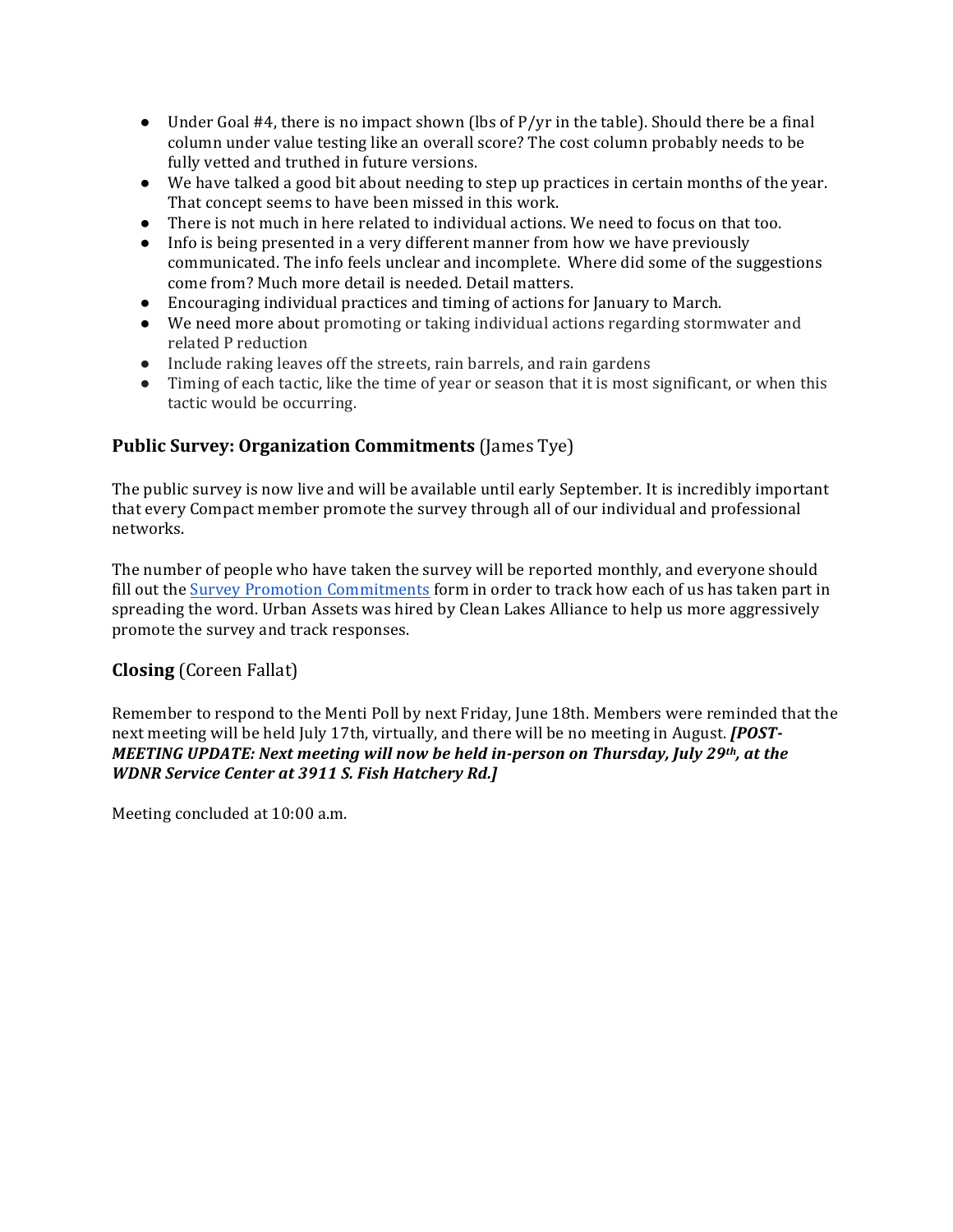- Under Goal #4, there is no impact shown (lbs of P/yr in the table). Should there be a final column under value testing like an overall score? The cost column probably needs to be fully vetted and truthed in future versions.
- We have talked a good bit about needing to step up practices in certain months of the year. That concept seems to have been missed in this work.
- There is not much in here related to individual actions. We need to focus on that too.
- Info is being presented in a very different manner from how we have previously communicated. The info feels unclear and incomplete. Where did some of the suggestions come from? Much more detail is needed. Detail matters.
- Encouraging individual practices and timing of actions for January to March.
- We need more about promoting or taking individual actions regarding stormwater and related P reduction
- Include raking leaves off the streets, rain barrels, and rain gardens
- Timing of each tactic, like the time of year or season that it is most significant, or when this tactic would be occurring.

### **Public Survey: Organization Commitments** (James Tye)

The public survey is now live and will be available until early September. It is incredibly important that every Compact member promote the survey through all of our individual and professional networks.

The number of people who have taken the survey will be reported monthly, and everyone should fill out the Survey Promotion Commitments form in order to track how each of us has taken part in spreading the word. Urban Assets was hired by Clean Lakes Alliance to help us more aggressively promote the survey and track responses.

### **Closing** (Coreen Fallat)

Remember to respond to the Menti Poll by next Friday, June 18th. Members were reminded that the next meeting will be held July 17th, virtually, and there will be no meeting in August. ***[POST-MEETING UPDATE: Next meeting will now be held in-person on Thursday, July 29th, at the WDNR Service Center at 3911 S. Fish Hatchery Rd.]***

Meeting concluded at 10:00 a.m.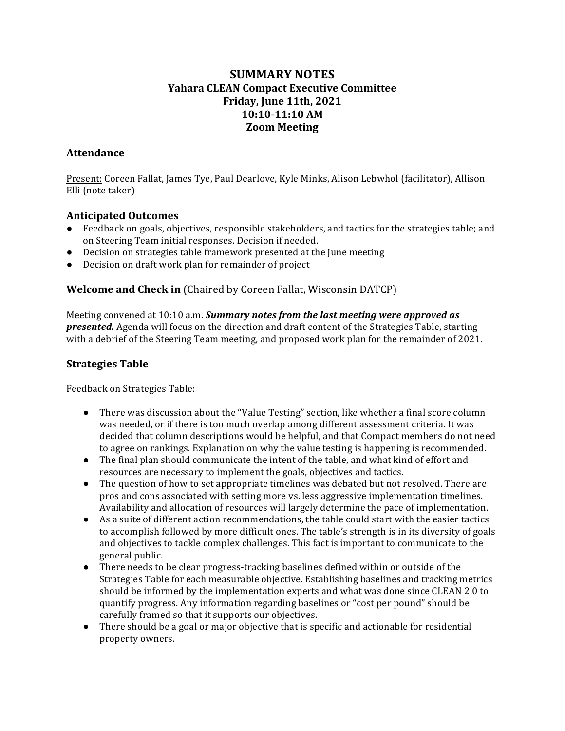# SUMMARY NOTES
## Yahara CLEAN Compact Executive Committee
## Friday, June 11th, 2021
## 10:10-11:10 AM
## Zoom Meeting

### Attendance

Present: Coreen Fallat, James Tye, Paul Dearlove, Kyle Minks, Alison Lebwhol (facilitator), Allison Elli (note taker)

### Anticipated Outcomes

- Feedback on goals, objectives, responsible stakeholders, and tactics for the strategies table; and on Steering Team initial responses. Decision if needed.
- Decision on strategies table framework presented at the June meeting
- Decision on draft work plan for remainder of project

### Welcome and Check in (Chaired by Coreen Fallat, Wisconsin DATCP)

Meeting convened at 10:10 a.m. ***Summary notes from the last meeting were approved as presented.*** Agenda will focus on the direction and draft content of the Strategies Table, starting with a debrief of the Steering Team meeting, and proposed work plan for the remainder of 2021.

### Strategies Table

Feedback on Strategies Table:

- There was discussion about the "Value Testing" section, like whether a final score column was needed, or if there is too much overlap among different assessment criteria. It was decided that column descriptions would be helpful, and that Compact members do not need to agree on rankings. Explanation on why the value testing is happening is recommended.
- The final plan should communicate the intent of the table, and what kind of effort and resources are necessary to implement the goals, objectives and tactics.
- The question of how to set appropriate timelines was debated but not resolved. There are pros and cons associated with setting more vs. less aggressive implementation timelines. Availability and allocation of resources will largely determine the pace of implementation.
- As a suite of different action recommendations, the table could start with the easier tactics to accomplish followed by more difficult ones. The table's strength is in its diversity of goals and objectives to tackle complex challenges. This fact is important to communicate to the general public.
- There needs to be clear progress-tracking baselines defined within or outside of the Strategies Table for each measurable objective. Establishing baselines and tracking metrics should be informed by the implementation experts and what was done since CLEAN 2.0 to quantify progress. Any information regarding baselines or "cost per pound" should be carefully framed so that it supports our objectives.
- There should be a goal or major objective that is specific and actionable for residential property owners.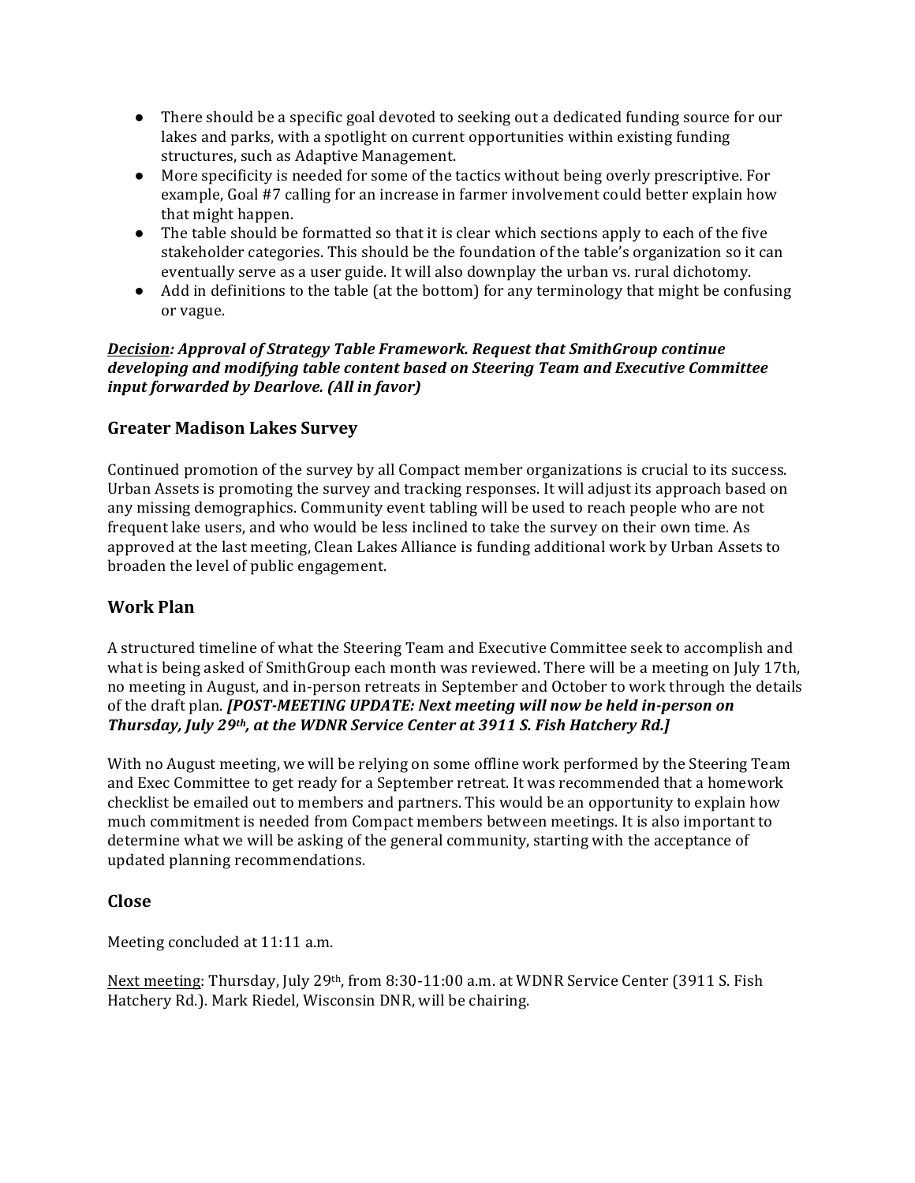- There should be a specific goal devoted to seeking out a dedicated funding source for our lakes and parks, with a spotlight on current opportunities within existing funding structures, such as Adaptive Management.
- More specificity is needed for some of the tactics without being overly prescriptive. For example, Goal #7 calling for an increase in farmer involvement could better explain how that might happen.
- The table should be formatted so that it is clear which sections apply to each of the five stakeholder categories. This should be the foundation of the table's organization so it can eventually serve as a user guide. It will also downplay the urban vs. rural dichotomy.
- Add in definitions to the table (at the bottom) for any terminology that might be confusing or vague.

***<u>Decision</u>: Approval of Strategy Table Framework. Request that SmithGroup continue developing and modifying table content based on Steering Team and Executive Committee input forwarded by Dearlove. (All in favor)***

## Greater Madison Lakes Survey

Continued promotion of the survey by all Compact member organizations is crucial to its success. Urban Assets is promoting the survey and tracking responses. It will adjust its approach based on any missing demographics. Community event tabling will be used to reach people who are not frequent lake users, and who would be less inclined to take the survey on their own time. As approved at the last meeting, Clean Lakes Alliance is funding additional work by Urban Assets to broaden the level of public engagement.

## Work Plan

A structured timeline of what the Steering Team and Executive Committee seek to accomplish and what is being asked of SmithGroup each month was reviewed. There will be a meeting on July 17th, no meeting in August, and in-person retreats in September and October to work through the details of the draft plan. ***[POST-MEETING UPDATE: Next meeting will now be held in-person on Thursday, July 29th, at the WDNR Service Center at 3911 S. Fish Hatchery Rd.]***

With no August meeting, we will be relying on some offline work performed by the Steering Team and Exec Committee to get ready for a September retreat. It was recommended that a homework checklist be emailed out to members and partners. This would be an opportunity to explain how much commitment is needed from Compact members between meetings. It is also important to determine what we will be asking of the general community, starting with the acceptance of updated planning recommendations.

## Close

Meeting concluded at 11:11 a.m.

<u>Next meeting</u>: Thursday, July 29th, from 8:30-11:00 a.m. at WDNR Service Center (3911 S. Fish Hatchery Rd.). Mark Riedel, Wisconsin DNR, will be chairing.